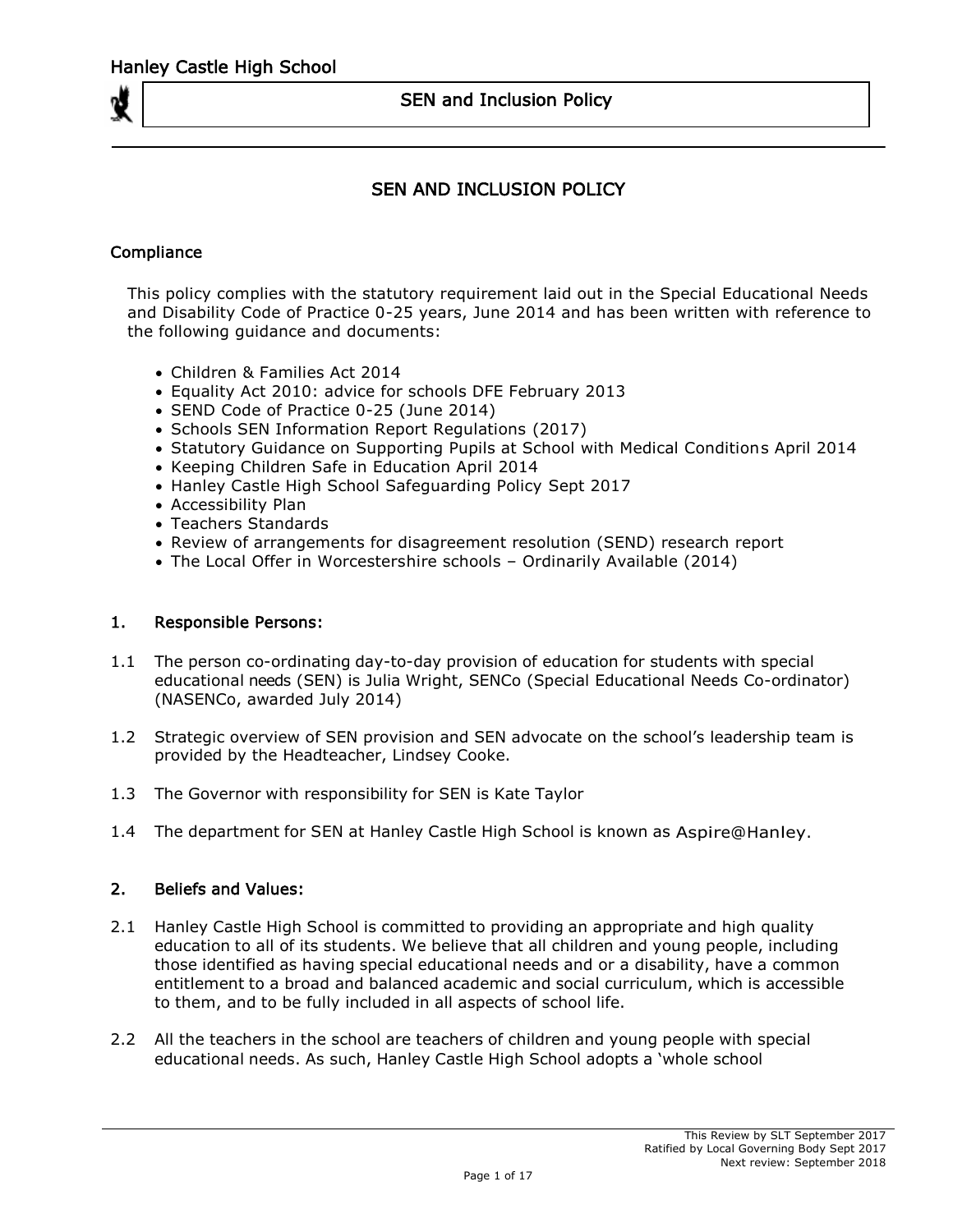# SEN AND INCLUSION POLICY

## Compliance

This policy complies with the statutory requirement laid out in the Special Educational Needs and Disability Code of Practice 0-25 years, June 2014 and has been written with reference to the following guidance and documents:

- Children & Families Act 2014
- Equality Act 2010: advice for schools DFE February 2013
- SEND Code of Practice 0-25 (June 2014)
- Schools SEN Information Report Regulations (2017)
- Statutory Guidance on Supporting Pupils at School with Medical Conditions April 2014
- Keeping Children Safe in Education April 2014
- Hanley Castle High School Safeguarding Policy Sept 2017
- Accessibility Plan
- Teachers Standards
- Review of arrangements for disagreement resolution (SEND) research report
- The Local Offer in Worcestershire schools – Ordinarily Available (2014)

## 1. Responsible Persons:

1.1 The person co-ordinating day-to-day provision of education for students with special educational needs (SEN) is Julia Wright, SENCo (Special Educational Needs Co-ordinator) (NASENCo, awarded July 2014)

1.2 Strategic overview of SEN provision and SEN advocate on the school's leadership team is provided by the Headteacher, Lindsey Cooke.

1.3 The Governor with responsibility for SEN is Kate Taylor

1.4 The department for SEN at Hanley Castle High School is known as Aspire@Hanley.

## 2. Beliefs and Values:

2.1 Hanley Castle High School is committed to providing an appropriate and high quality education to all of its students. We believe that all children and young people, including those identified as having special educational needs and or a disability, have a common entitlement to a broad and balanced academic and social curriculum, which is accessible to them, and to be fully included in all aspects of school life.

2.2 All the teachers in the school are teachers of children and young people with special educational needs. As such, Hanley Castle High School adopts a 'whole school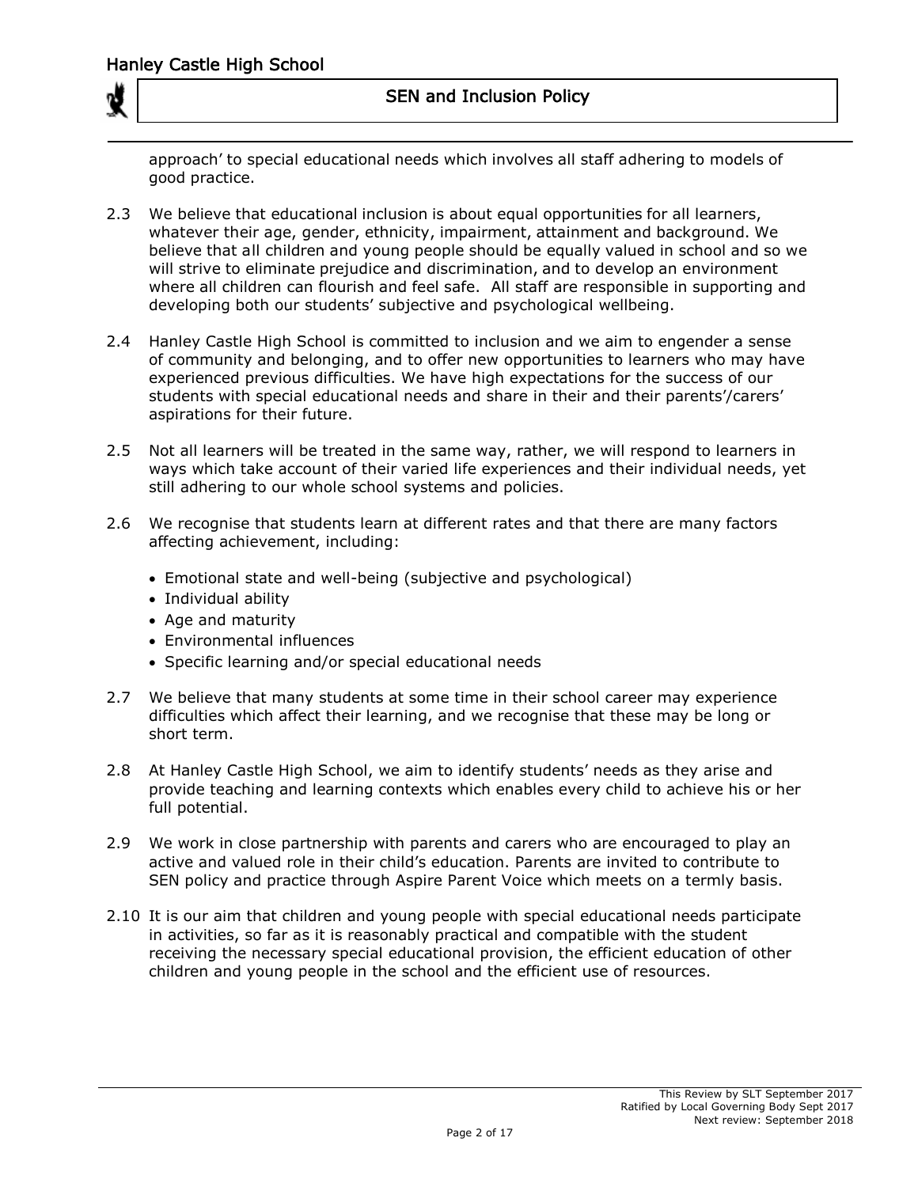approach' to special educational needs which involves all staff adhering to models of good practice.

2.3 We believe that educational inclusion is about equal opportunities for all learners, whatever their age, gender, ethnicity, impairment, attainment and background. We believe that all children and young people should be equally valued in school and so we will strive to eliminate prejudice and discrimination, and to develop an environment where all children can flourish and feel safe. All staff are responsible in supporting and developing both our students' subjective and psychological wellbeing.

2.4 Hanley Castle High School is committed to inclusion and we aim to engender a sense of community and belonging, and to offer new opportunities to learners who may have experienced previous difficulties. We have high expectations for the success of our students with special educational needs and share in their and their parents'/carers' aspirations for their future.

2.5 Not all learners will be treated in the same way, rather, we will respond to learners in ways which take account of their varied life experiences and their individual needs, yet still adhering to our whole school systems and policies.

2.6 We recognise that students learn at different rates and that there are many factors affecting achievement, including:

- Emotional state and well-being (subjective and psychological)
- Individual ability
- Age and maturity
- Environmental influences
- Specific learning and/or special educational needs

2.7 We believe that many students at some time in their school career may experience difficulties which affect their learning, and we recognise that these may be long or short term.

2.8 At Hanley Castle High School, we aim to identify students' needs as they arise and provide teaching and learning contexts which enables every child to achieve his or her full potential.

2.9 We work in close partnership with parents and carers who are encouraged to play an active and valued role in their child's education. Parents are invited to contribute to SEN policy and practice through Aspire Parent Voice which meets on a termly basis.

2.10 It is our aim that children and young people with special educational needs participate in activities, so far as it is reasonably practical and compatible with the student receiving the necessary special educational provision, the efficient education of other children and young people in the school and the efficient use of resources.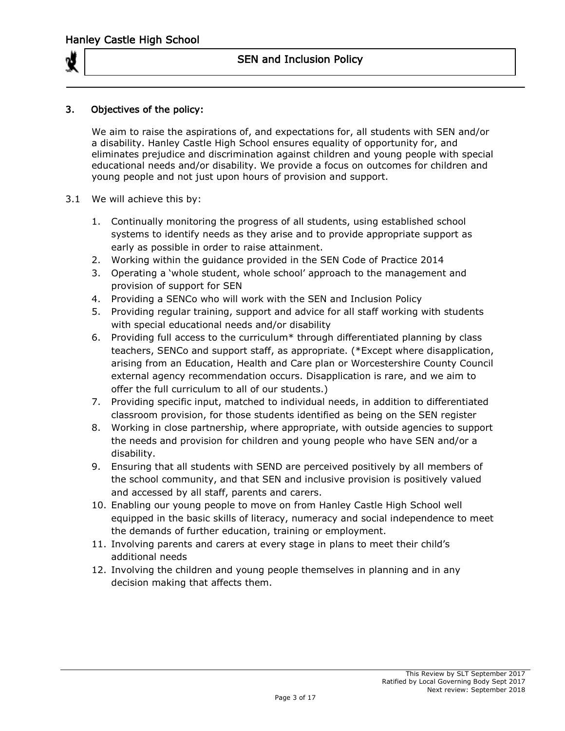## 3. Objectives of the policy:

We aim to raise the aspirations of, and expectations for, all students with SEN and/or a disability. Hanley Castle High School ensures equality of opportunity for, and eliminates prejudice and discrimination against children and young people with special educational needs and/or disability. We provide a focus on outcomes for children and young people and not just upon hours of provision and support.

3.1 We will achieve this by:

1. Continually monitoring the progress of all students, using established school systems to identify needs as they arise and to provide appropriate support as early as possible in order to raise attainment.
2. Working within the guidance provided in the SEN Code of Practice 2014
3. Operating a 'whole student, whole school' approach to the management and provision of support for SEN
4. Providing a SENCo who will work with the SEN and Inclusion Policy
5. Providing regular training, support and advice for all staff working with students with special educational needs and/or disability
6. Providing full access to the curriculum* through differentiated planning by class teachers, SENCo and support staff, as appropriate. (*Except where disapplication, arising from an Education, Health and Care plan or Worcestershire County Council external agency recommendation occurs. Disapplication is rare, and we aim to offer the full curriculum to all of our students.)
7. Providing specific input, matched to individual needs, in addition to differentiated classroom provision, for those students identified as being on the SEN register
8. Working in close partnership, where appropriate, with outside agencies to support the needs and provision for children and young people who have SEN and/or a disability.
9. Ensuring that all students with SEND are perceived positively by all members of the school community, and that SEN and inclusive provision is positively valued and accessed by all staff, parents and carers.
10. Enabling our young people to move on from Hanley Castle High School well equipped in the basic skills of literacy, numeracy and social independence to meet the demands of further education, training or employment.
11. Involving parents and carers at every stage in plans to meet their child's additional needs
12. Involving the children and young people themselves in planning and in any decision making that affects them.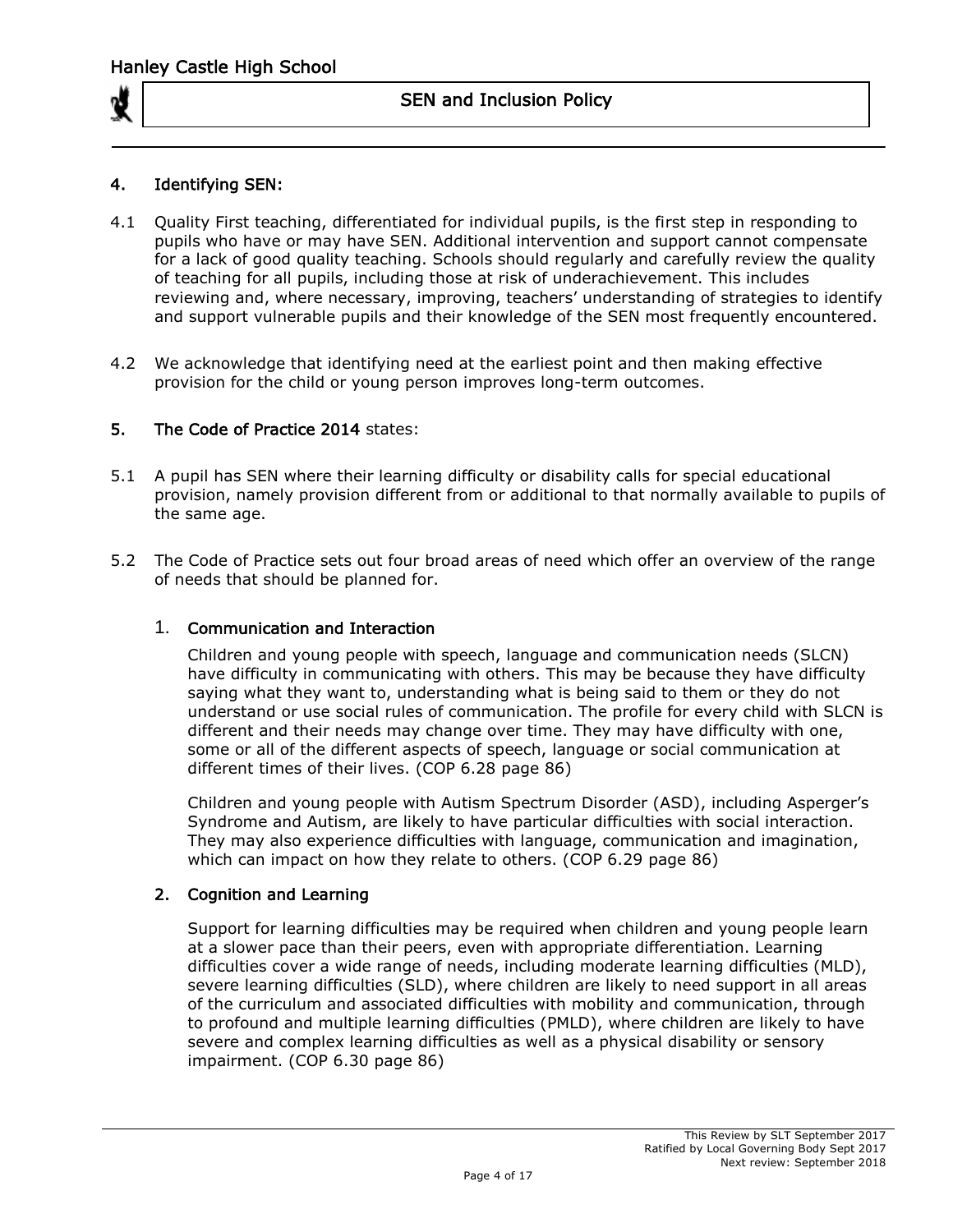## 4. Identifying SEN:

4.1 Quality First teaching, differentiated for individual pupils, is the first step in responding to pupils who have or may have SEN. Additional intervention and support cannot compensate for a lack of good quality teaching. Schools should regularly and carefully review the quality of teaching for all pupils, including those at risk of underachievement. This includes reviewing and, where necessary, improving, teachers' understanding of strategies to identify and support vulnerable pupils and their knowledge of the SEN most frequently encountered.

4.2 We acknowledge that identifying need at the earliest point and then making effective provision for the child or young person improves long-term outcomes.

## 5. The Code of Practice 2014 states:

5.1 A pupil has SEN where their learning difficulty or disability calls for special educational provision, namely provision different from or additional to that normally available to pupils of the same age.

5.2 The Code of Practice sets out four broad areas of need which offer an overview of the range of needs that should be planned for.

### 1. Communication and Interaction

Children and young people with speech, language and communication needs (SLCN) have difficulty in communicating with others. This may be because they have difficulty saying what they want to, understanding what is being said to them or they do not understand or use social rules of communication. The profile for every child with SLCN is different and their needs may change over time. They may have difficulty with one, some or all of the different aspects of speech, language or social communication at different times of their lives. (COP 6.28 page 86)

Children and young people with Autism Spectrum Disorder (ASD), including Asperger's Syndrome and Autism, are likely to have particular difficulties with social interaction. They may also experience difficulties with language, communication and imagination, which can impact on how they relate to others. (COP 6.29 page 86)

### 2. Cognition and Learning

Support for learning difficulties may be required when children and young people learn at a slower pace than their peers, even with appropriate differentiation. Learning difficulties cover a wide range of needs, including moderate learning difficulties (MLD), severe learning difficulties (SLD), where children are likely to need support in all areas of the curriculum and associated difficulties with mobility and communication, through to profound and multiple learning difficulties (PMLD), where children are likely to have severe and complex learning difficulties as well as a physical disability or sensory impairment. (COP 6.30 page 86)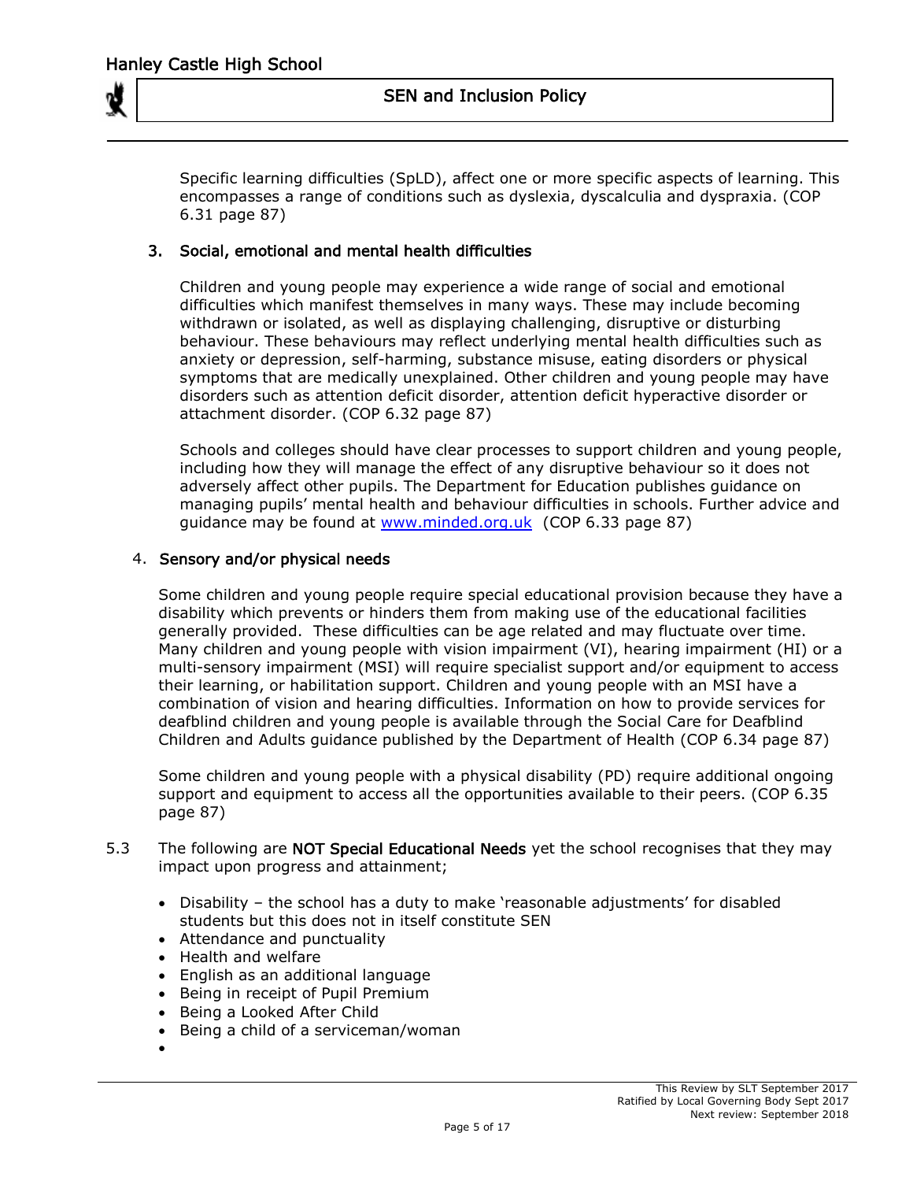Specific learning difficulties (SpLD), affect one or more specific aspects of learning. This encompasses a range of conditions such as dyslexia, dyscalculia and dyspraxia. (COP 6.31 page 87)

### 3. Social, emotional and mental health difficulties

Children and young people may experience a wide range of social and emotional difficulties which manifest themselves in many ways. These may include becoming withdrawn or isolated, as well as displaying challenging, disruptive or disturbing behaviour. These behaviours may reflect underlying mental health difficulties such as anxiety or depression, self-harming, substance misuse, eating disorders or physical symptoms that are medically unexplained. Other children and young people may have disorders such as attention deficit disorder, attention deficit hyperactive disorder or attachment disorder. (COP 6.32 page 87)

Schools and colleges should have clear processes to support children and young people, including how they will manage the effect of any disruptive behaviour so it does not adversely affect other pupils. The Department for Education publishes guidance on managing pupils' mental health and behaviour difficulties in schools. Further advice and guidance may be found at [www.minded.org.uk](http://www.minded.org.uk) (COP 6.33 page 87)

### 4. Sensory and/or physical needs

Some children and young people require special educational provision because they have a disability which prevents or hinders them from making use of the educational facilities generally provided. These difficulties can be age related and may fluctuate over time. Many children and young people with vision impairment (VI), hearing impairment (HI) or a multi-sensory impairment (MSI) will require specialist support and/or equipment to access their learning, or habilitation support. Children and young people with an MSI have a combination of vision and hearing difficulties. Information on how to provide services for deafblind children and young people is available through the Social Care for Deafblind Children and Adults guidance published by the Department of Health (COP 6.34 page 87)

Some children and young people with a physical disability (PD) require additional ongoing support and equipment to access all the opportunities available to their peers. (COP 6.35 page 87)

5.3 The following are **NOT Special Educational Needs** yet the school recognises that they may impact upon progress and attainment;

- Disability – the school has a duty to make 'reasonable adjustments' for disabled students but this does not in itself constitute SEN
- Attendance and punctuality
- Health and welfare
- English as an additional language
- Being in receipt of Pupil Premium
- Being a Looked After Child
- Being a child of a serviceman/woman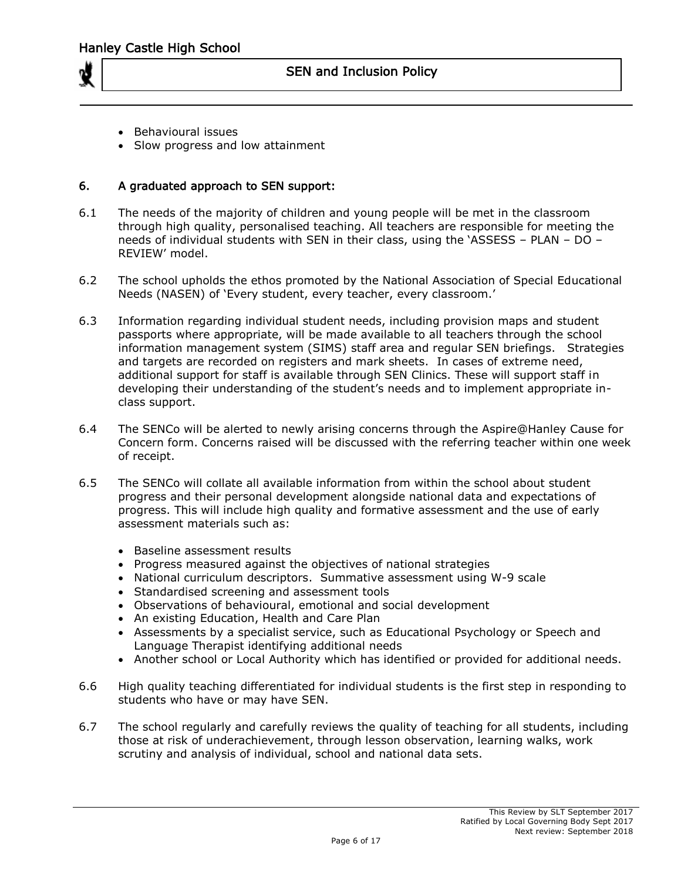- Behavioural issues
- Slow progress and low attainment

## 6. A graduated approach to SEN support:

6.1 The needs of the majority of children and young people will be met in the classroom through high quality, personalised teaching. All teachers are responsible for meeting the needs of individual students with SEN in their class, using the 'ASSESS – PLAN – DO – REVIEW' model.

6.2 The school upholds the ethos promoted by the National Association of Special Educational Needs (NASEN) of 'Every student, every teacher, every classroom.'

6.3 Information regarding individual student needs, including provision maps and student passports where appropriate, will be made available to all teachers through the school information management system (SIMS) staff area and regular SEN briefings. Strategies and targets are recorded on registers and mark sheets. In cases of extreme need, additional support for staff is available through SEN Clinics. These will support staff in developing their understanding of the student's needs and to implement appropriate in-class support.

6.4 The SENCo will be alerted to newly arising concerns through the Aspire@Hanley Cause for Concern form. Concerns raised will be discussed with the referring teacher within one week of receipt.

6.5 The SENCo will collate all available information from within the school about student progress and their personal development alongside national data and expectations of progress. This will include high quality and formative assessment and the use of early assessment materials such as:

- Baseline assessment results
- Progress measured against the objectives of national strategies
- National curriculum descriptors. Summative assessment using W-9 scale
- Standardised screening and assessment tools
- Observations of behavioural, emotional and social development
- An existing Education, Health and Care Plan
- Assessments by a specialist service, such as Educational Psychology or Speech and Language Therapist identifying additional needs
- Another school or Local Authority which has identified or provided for additional needs.

6.6 High quality teaching differentiated for individual students is the first step in responding to students who have or may have SEN.

6.7 The school regularly and carefully reviews the quality of teaching for all students, including those at risk of underachievement, through lesson observation, learning walks, work scrutiny and analysis of individual, school and national data sets.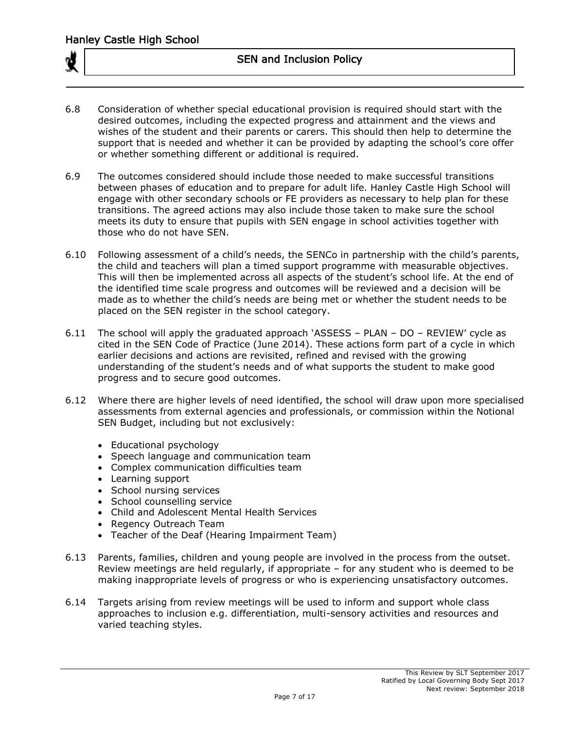6.8 Consideration of whether special educational provision is required should start with the desired outcomes, including the expected progress and attainment and the views and wishes of the student and their parents or carers. This should then help to determine the support that is needed and whether it can be provided by adapting the school's core offer or whether something different or additional is required.

6.9 The outcomes considered should include those needed to make successful transitions between phases of education and to prepare for adult life. Hanley Castle High School will engage with other secondary schools or FE providers as necessary to help plan for these transitions. The agreed actions may also include those taken to make sure the school meets its duty to ensure that pupils with SEN engage in school activities together with those who do not have SEN.

6.10 Following assessment of a child's needs, the SENCo in partnership with the child's parents, the child and teachers will plan a timed support programme with measurable objectives. This will then be implemented across all aspects of the student's school life. At the end of the identified time scale progress and outcomes will be reviewed and a decision will be made as to whether the child's needs are being met or whether the student needs to be placed on the SEN register in the school category.

6.11 The school will apply the graduated approach 'ASSESS – PLAN – DO – REVIEW' cycle as cited in the SEN Code of Practice (June 2014). These actions form part of a cycle in which earlier decisions and actions are revisited, refined and revised with the growing understanding of the student's needs and of what supports the student to make good progress and to secure good outcomes.

6.12 Where there are higher levels of need identified, the school will draw upon more specialised assessments from external agencies and professionals, or commission within the Notional SEN Budget, including but not exclusively:

- Educational psychology
- Speech language and communication team
- Complex communication difficulties team
- Learning support
- School nursing services
- School counselling service
- Child and Adolescent Mental Health Services
- Regency Outreach Team
- Teacher of the Deaf (Hearing Impairment Team)

6.13 Parents, families, children and young people are involved in the process from the outset. Review meetings are held regularly, if appropriate – for any student who is deemed to be making inappropriate levels of progress or who is experiencing unsatisfactory outcomes.

6.14 Targets arising from review meetings will be used to inform and support whole class approaches to inclusion e.g. differentiation, multi-sensory activities and resources and varied teaching styles.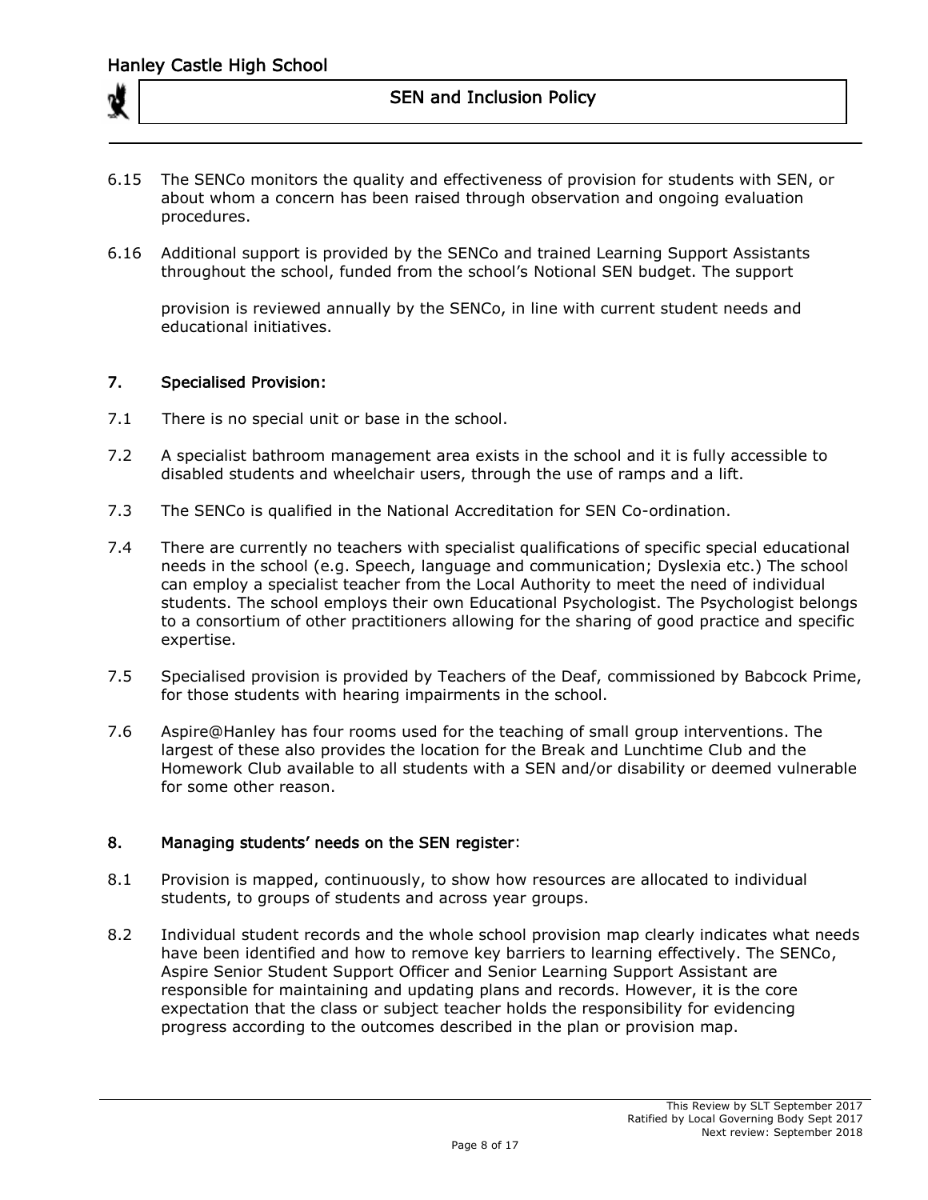6.15 The SENCo monitors the quality and effectiveness of provision for students with SEN, or about whom a concern has been raised through observation and ongoing evaluation procedures.

6.16 Additional support is provided by the SENCo and trained Learning Support Assistants throughout the school, funded from the school's Notional SEN budget. The support

provision is reviewed annually by the SENCo, in line with current student needs and educational initiatives.

## 7. Specialised Provision:

7.1 There is no special unit or base in the school.

7.2 A specialist bathroom management area exists in the school and it is fully accessible to disabled students and wheelchair users, through the use of ramps and a lift.

7.3 The SENCo is qualified in the National Accreditation for SEN Co-ordination.

7.4 There are currently no teachers with specialist qualifications of specific special educational needs in the school (e.g. Speech, language and communication; Dyslexia etc.) The school can employ a specialist teacher from the Local Authority to meet the need of individual students. The school employs their own Educational Psychologist. The Psychologist belongs to a consortium of other practitioners allowing for the sharing of good practice and specific expertise.

7.5 Specialised provision is provided by Teachers of the Deaf, commissioned by Babcock Prime, for those students with hearing impairments in the school.

7.6 Aspire@Hanley has four rooms used for the teaching of small group interventions. The largest of these also provides the location for the Break and Lunchtime Club and the Homework Club available to all students with a SEN and/or disability or deemed vulnerable for some other reason.

## 8. Managing students' needs on the SEN register:

8.1 Provision is mapped, continuously, to show how resources are allocated to individual students, to groups of students and across year groups.

8.2 Individual student records and the whole school provision map clearly indicates what needs have been identified and how to remove key barriers to learning effectively. The SENCo, Aspire Senior Student Support Officer and Senior Learning Support Assistant are responsible for maintaining and updating plans and records. However, it is the core expectation that the class or subject teacher holds the responsibility for evidencing progress according to the outcomes described in the plan or provision map.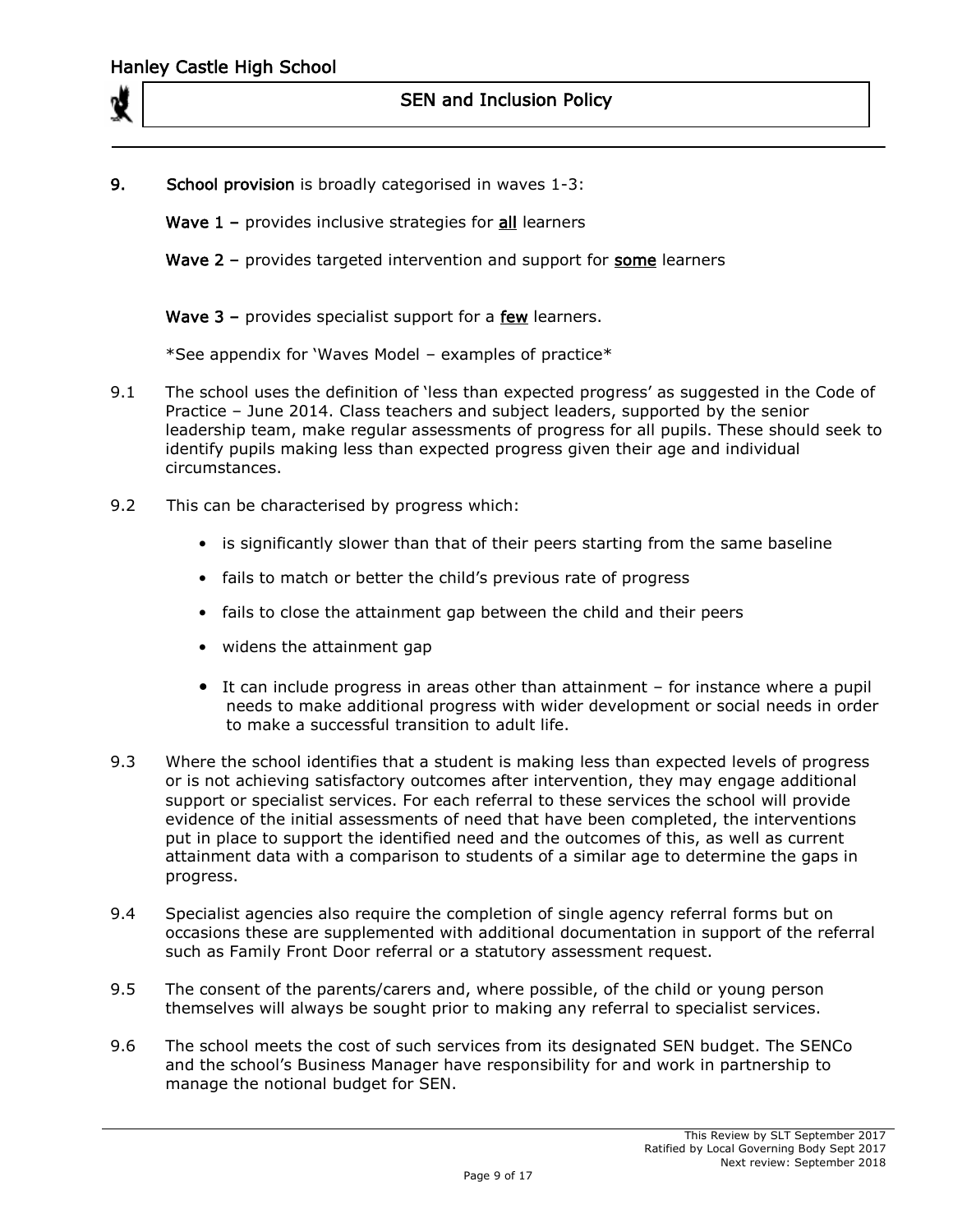**9. School provision** is broadly categorised in waves 1-3:

**Wave 1 –** provides inclusive strategies for **all** learners

**Wave 2 –** provides targeted intervention and support for **some** learners

**Wave 3 –** provides specialist support for a **few** learners.

*See appendix for 'Waves Model – examples of practice*

9.1 The school uses the definition of 'less than expected progress' as suggested in the Code of Practice – June 2014. Class teachers and subject leaders, supported by the senior leadership team, make regular assessments of progress for all pupils. These should seek to identify pupils making less than expected progress given their age and individual circumstances.

9.2 This can be characterised by progress which:

- is significantly slower than that of their peers starting from the same baseline
- fails to match or better the child's previous rate of progress
- fails to close the attainment gap between the child and their peers
- widens the attainment gap
- It can include progress in areas other than attainment – for instance where a pupil needs to make additional progress with wider development or social needs in order to make a successful transition to adult life.

9.3 Where the school identifies that a student is making less than expected levels of progress or is not achieving satisfactory outcomes after intervention, they may engage additional support or specialist services. For each referral to these services the school will provide evidence of the initial assessments of need that have been completed, the interventions put in place to support the identified need and the outcomes of this, as well as current attainment data with a comparison to students of a similar age to determine the gaps in progress.

9.4 Specialist agencies also require the completion of single agency referral forms but on occasions these are supplemented with additional documentation in support of the referral such as Family Front Door referral or a statutory assessment request.

9.5 The consent of the parents/carers and, where possible, of the child or young person themselves will always be sought prior to making any referral to specialist services.

9.6 The school meets the cost of such services from its designated SEN budget. The SENCo and the school's Business Manager have responsibility for and work in partnership to manage the notional budget for SEN.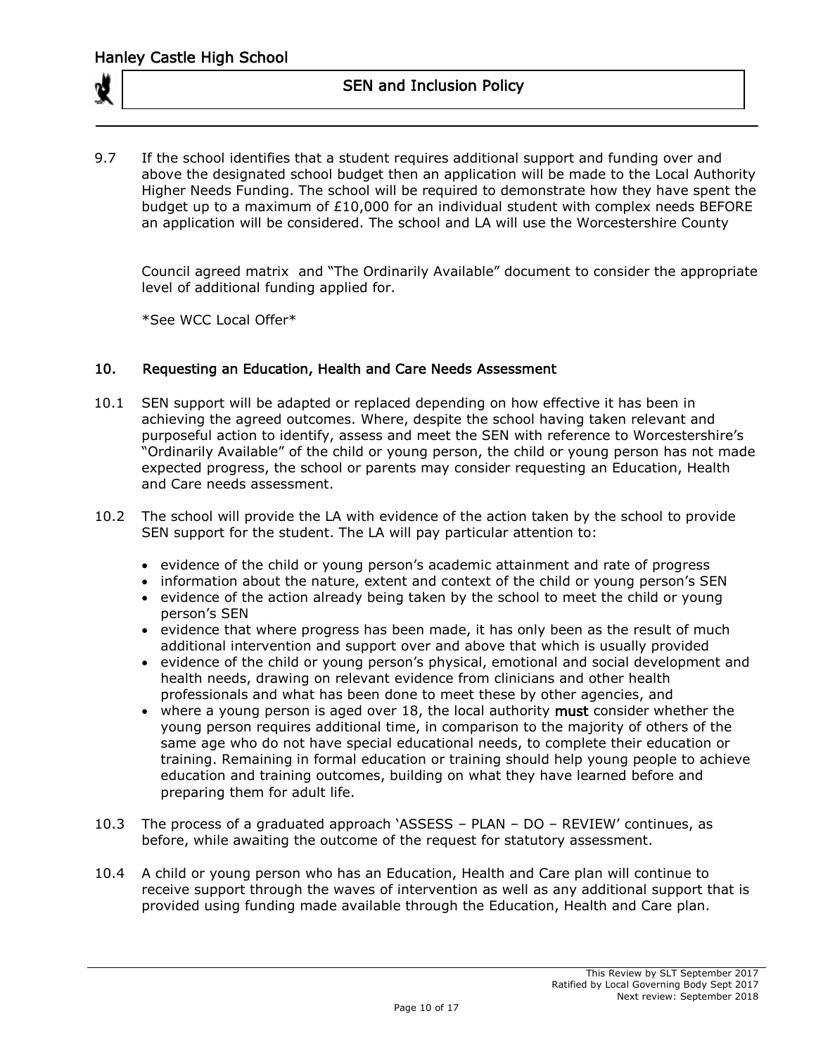9.7 If the school identifies that a student requires additional support and funding over and above the designated school budget then an application will be made to the Local Authority Higher Needs Funding. The school will be required to demonstrate how they have spent the budget up to a maximum of £10,000 for an individual student with complex needs BEFORE an application will be considered. The school and LA will use the Worcestershire County Council agreed matrix and "The Ordinarily Available" document to consider the appropriate level of additional funding applied for.

*See WCC Local Offer*

## 10. Requesting an Education, Health and Care Needs Assessment

10.1 SEN support will be adapted or replaced depending on how effective it has been in achieving the agreed outcomes. Where, despite the school having taken relevant and purposeful action to identify, assess and meet the SEN with reference to Worcestershire's "Ordinarily Available" of the child or young person, the child or young person has not made expected progress, the school or parents may consider requesting an Education, Health and Care needs assessment.

10.2 The school will provide the LA with evidence of the action taken by the school to provide SEN support for the student. The LA will pay particular attention to:

- evidence of the child or young person's academic attainment and rate of progress
- information about the nature, extent and context of the child or young person's SEN
- evidence of the action already being taken by the school to meet the child or young person's SEN
- evidence that where progress has been made, it has only been as the result of much additional intervention and support over and above that which is usually provided
- evidence of the child or young person's physical, emotional and social development and health needs, drawing on relevant evidence from clinicians and other health professionals and what has been done to meet these by other agencies, and
- where a young person is aged over 18, the local authority **must** consider whether the young person requires additional time, in comparison to the majority of others of the same age who do not have special educational needs, to complete their education or training. Remaining in formal education or training should help young people to achieve education and training outcomes, building on what they have learned before and preparing them for adult life.

10.3 The process of a graduated approach 'ASSESS – PLAN – DO – REVIEW' continues, as before, while awaiting the outcome of the request for statutory assessment.

10.4 A child or young person who has an Education, Health and Care plan will continue to receive support through the waves of intervention as well as any additional support that is provided using funding made available through the Education, Health and Care plan.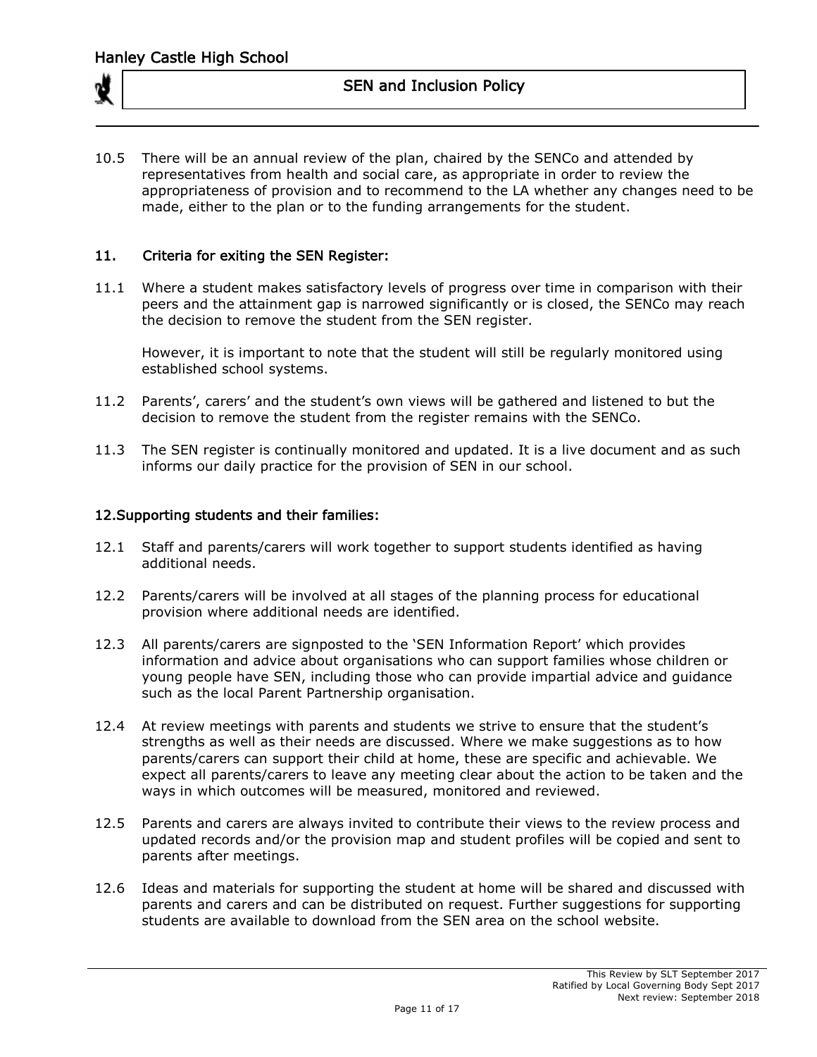10.5 There will be an annual review of the plan, chaired by the SENCo and attended by representatives from health and social care, as appropriate in order to review the appropriateness of provision and to recommend to the LA whether any changes need to be made, either to the plan or to the funding arrangements for the student.

## 11. Criteria for exiting the SEN Register:

11.1 Where a student makes satisfactory levels of progress over time in comparison with their peers and the attainment gap is narrowed significantly or is closed, the SENCo may reach the decision to remove the student from the SEN register.

However, it is important to note that the student will still be regularly monitored using established school systems.

11.2 Parents', carers' and the student's own views will be gathered and listened to but the decision to remove the student from the register remains with the SENCo.

11.3 The SEN register is continually monitored and updated. It is a live document and as such informs our daily practice for the provision of SEN in our school.

## 12. Supporting students and their families:

12.1 Staff and parents/carers will work together to support students identified as having additional needs.

12.2 Parents/carers will be involved at all stages of the planning process for educational provision where additional needs are identified.

12.3 All parents/carers are signposted to the 'SEN Information Report' which provides information and advice about organisations who can support families whose children or young people have SEN, including those who can provide impartial advice and guidance such as the local Parent Partnership organisation.

12.4 At review meetings with parents and students we strive to ensure that the student's strengths as well as their needs are discussed. Where we make suggestions as to how parents/carers can support their child at home, these are specific and achievable. We expect all parents/carers to leave any meeting clear about the action to be taken and the ways in which outcomes will be measured, monitored and reviewed.

12.5 Parents and carers are always invited to contribute their views to the review process and updated records and/or the provision map and student profiles will be copied and sent to parents after meetings.

12.6 Ideas and materials for supporting the student at home will be shared and discussed with parents and carers and can be distributed on request. Further suggestions for supporting students are available to download from the SEN area on the school website.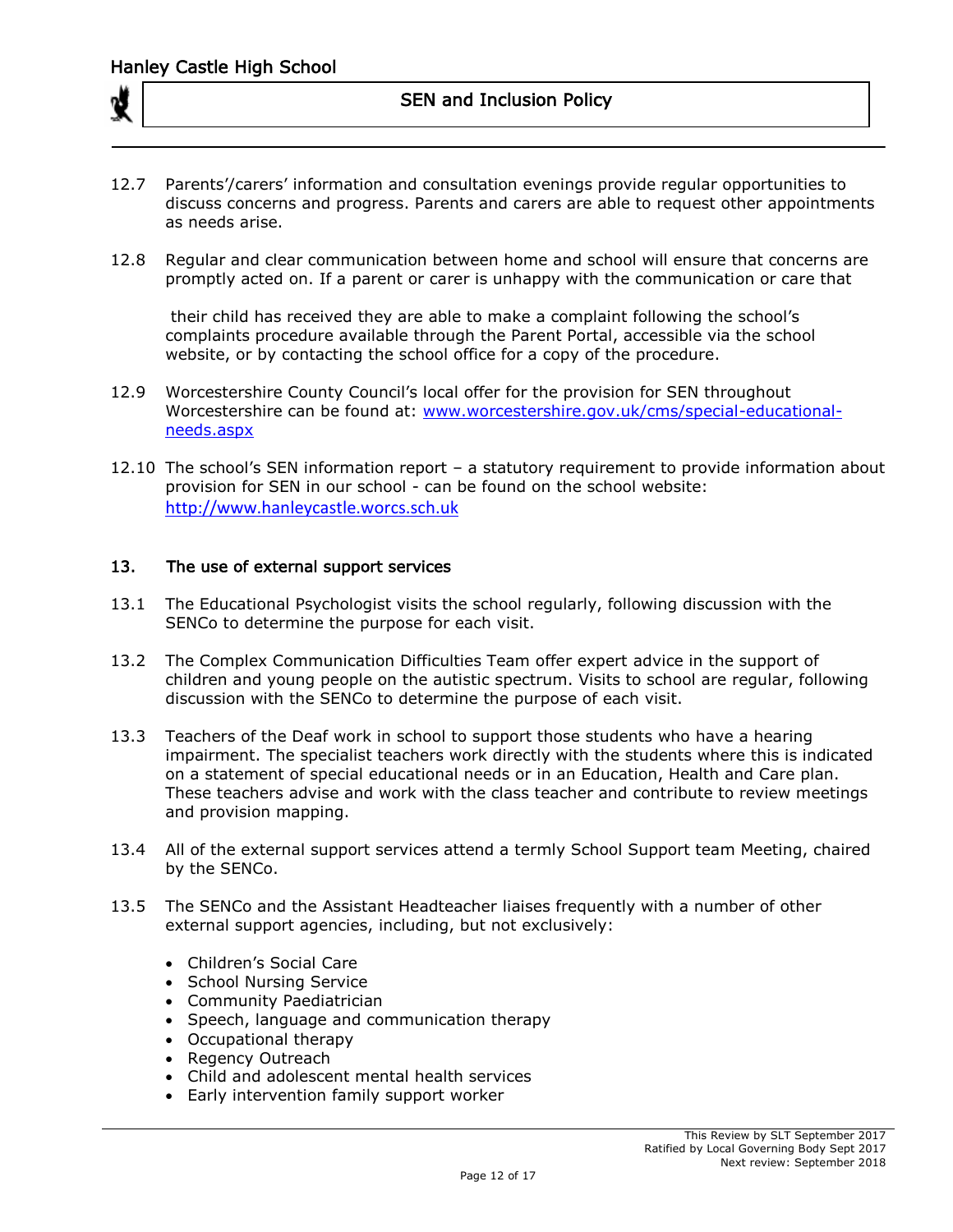12.7 Parents'/carers' information and consultation evenings provide regular opportunities to discuss concerns and progress. Parents and carers are able to request other appointments as needs arise.

12.8 Regular and clear communication between home and school will ensure that concerns are promptly acted on. If a parent or carer is unhappy with the communication or care that their child has received they are able to make a complaint following the school's complaints procedure available through the Parent Portal, accessible via the school website, or by contacting the school office for a copy of the procedure.

12.9 Worcestershire County Council's local offer for the provision for SEN throughout Worcestershire can be found at: [www.worcestershire.gov.uk/cms/special-educational-needs.aspx](www.worcestershire.gov.uk/cms/special-educational-needs.aspx)

12.10 The school's SEN information report – a statutory requirement to provide information about provision for SEN in our school - can be found on the school website: [http://www.hanleycastle.worcs.sch.uk](http://www.hanleycastle.worcs.sch.uk)

## 13. The use of external support services

13.1 The Educational Psychologist visits the school regularly, following discussion with the SENCo to determine the purpose for each visit.

13.2 The Complex Communication Difficulties Team offer expert advice in the support of children and young people on the autistic spectrum. Visits to school are regular, following discussion with the SENCo to determine the purpose of each visit.

13.3 Teachers of the Deaf work in school to support those students who have a hearing impairment. The specialist teachers work directly with the students where this is indicated on a statement of special educational needs or in an Education, Health and Care plan. These teachers advise and work with the class teacher and contribute to review meetings and provision mapping.

13.4 All of the external support services attend a termly School Support team Meeting, chaired by the SENCo.

13.5 The SENCo and the Assistant Headteacher liaises frequently with a number of other external support agencies, including, but not exclusively:

- Children's Social Care
- School Nursing Service
- Community Paediatrician
- Speech, language and communication therapy
- Occupational therapy
- Regency Outreach
- Child and adolescent mental health services
- Early intervention family support worker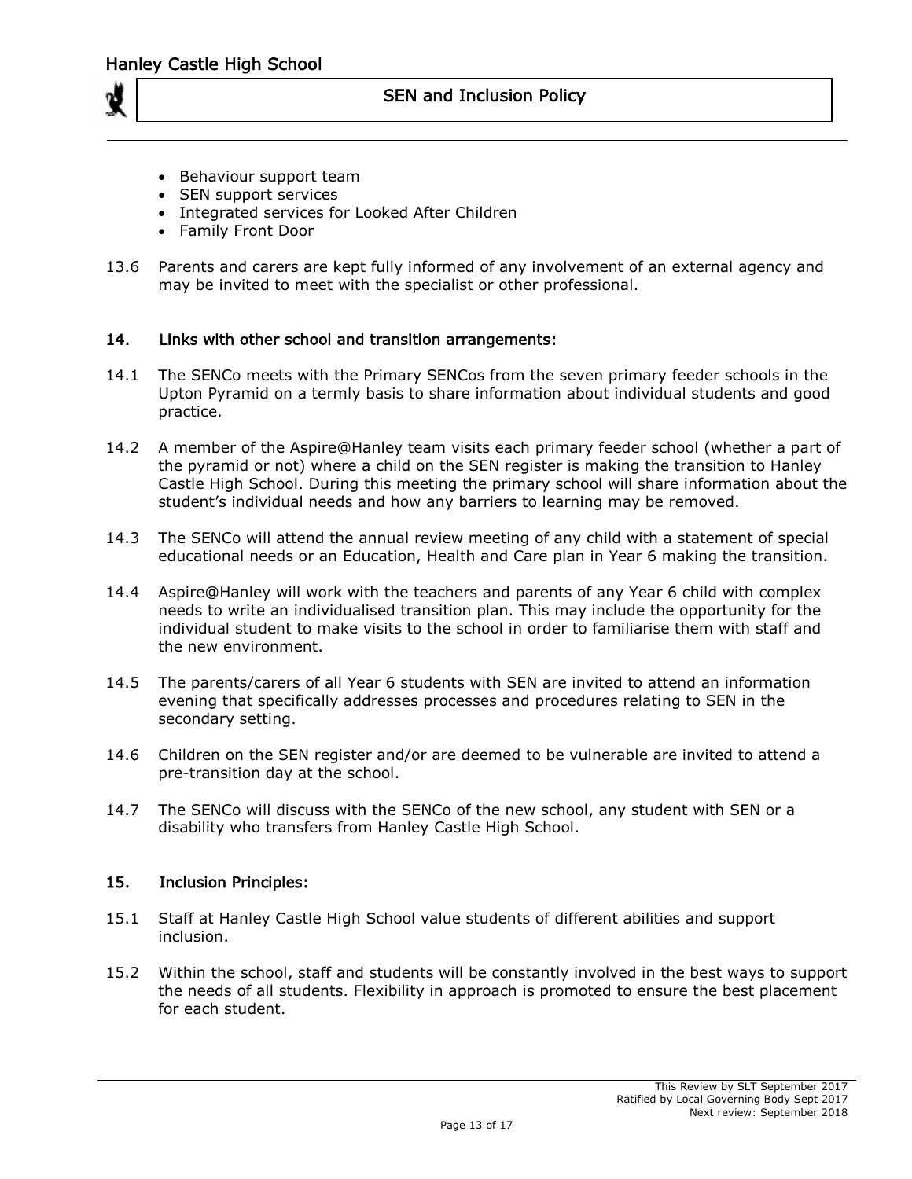- Behaviour support team
- SEN support services
- Integrated services for Looked After Children
- Family Front Door

13.6 Parents and carers are kept fully informed of any involvement of an external agency and may be invited to meet with the specialist or other professional.

## 14. Links with other school and transition arrangements:

14.1 The SENCo meets with the Primary SENCos from the seven primary feeder schools in the Upton Pyramid on a termly basis to share information about individual students and good practice.

14.2 A member of the Aspire@Hanley team visits each primary feeder school (whether a part of the pyramid or not) where a child on the SEN register is making the transition to Hanley Castle High School. During this meeting the primary school will share information about the student's individual needs and how any barriers to learning may be removed.

14.3 The SENCo will attend the annual review meeting of any child with a statement of special educational needs or an Education, Health and Care plan in Year 6 making the transition.

14.4 Aspire@Hanley will work with the teachers and parents of any Year 6 child with complex needs to write an individualised transition plan. This may include the opportunity for the individual student to make visits to the school in order to familiarise them with staff and the new environment.

14.5 The parents/carers of all Year 6 students with SEN are invited to attend an information evening that specifically addresses processes and procedures relating to SEN in the secondary setting.

14.6 Children on the SEN register and/or are deemed to be vulnerable are invited to attend a pre-transition day at the school.

14.7 The SENCo will discuss with the SENCo of the new school, any student with SEN or a disability who transfers from Hanley Castle High School.

## 15. Inclusion Principles:

15.1 Staff at Hanley Castle High School value students of different abilities and support inclusion.

15.2 Within the school, staff and students will be constantly involved in the best ways to support the needs of all students. Flexibility in approach is promoted to ensure the best placement for each student.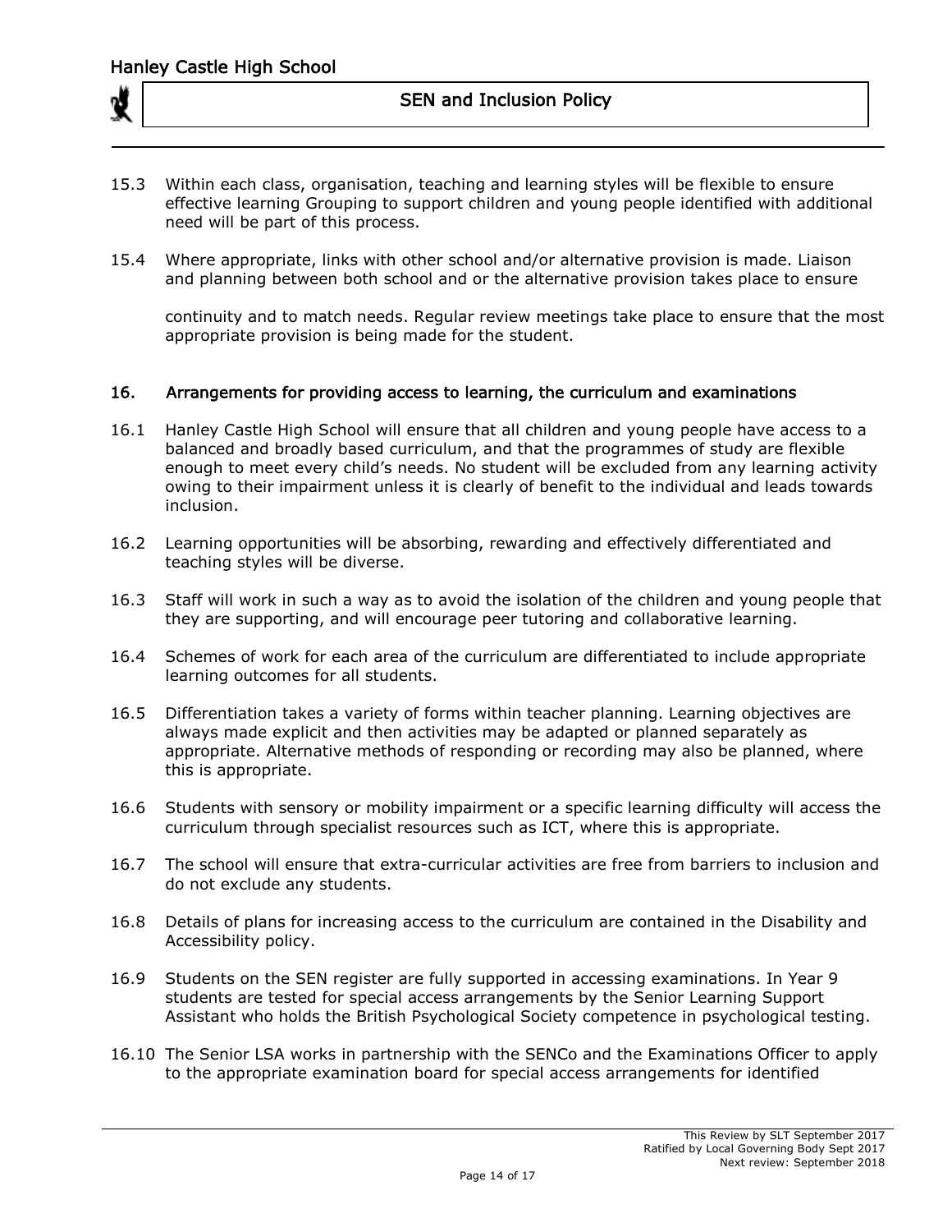15.3 Within each class, organisation, teaching and learning styles will be flexible to ensure effective learning Grouping to support children and young people identified with additional need will be part of this process.

15.4 Where appropriate, links with other school and/or alternative provision is made. Liaison and planning between both school and or the alternative provision takes place to ensure

continuity and to match needs. Regular review meetings take place to ensure that the most appropriate provision is being made for the student.

## 16. Arrangements for providing access to learning, the curriculum and examinations

16.1 Hanley Castle High School will ensure that all children and young people have access to a balanced and broadly based curriculum, and that the programmes of study are flexible enough to meet every child's needs. No student will be excluded from any learning activity owing to their impairment unless it is clearly of benefit to the individual and leads towards inclusion.

16.2 Learning opportunities will be absorbing, rewarding and effectively differentiated and teaching styles will be diverse.

16.3 Staff will work in such a way as to avoid the isolation of the children and young people that they are supporting, and will encourage peer tutoring and collaborative learning.

16.4 Schemes of work for each area of the curriculum are differentiated to include appropriate learning outcomes for all students.

16.5 Differentiation takes a variety of forms within teacher planning. Learning objectives are always made explicit and then activities may be adapted or planned separately as appropriate. Alternative methods of responding or recording may also be planned, where this is appropriate.

16.6 Students with sensory or mobility impairment or a specific learning difficulty will access the curriculum through specialist resources such as ICT, where this is appropriate.

16.7 The school will ensure that extra-curricular activities are free from barriers to inclusion and do not exclude any students.

16.8 Details of plans for increasing access to the curriculum are contained in the Disability and Accessibility policy.

16.9 Students on the SEN register are fully supported in accessing examinations. In Year 9 students are tested for special access arrangements by the Senior Learning Support Assistant who holds the British Psychological Society competence in psychological testing.

16.10 The Senior LSA works in partnership with the SENCo and the Examinations Officer to apply to the appropriate examination board for special access arrangements for identified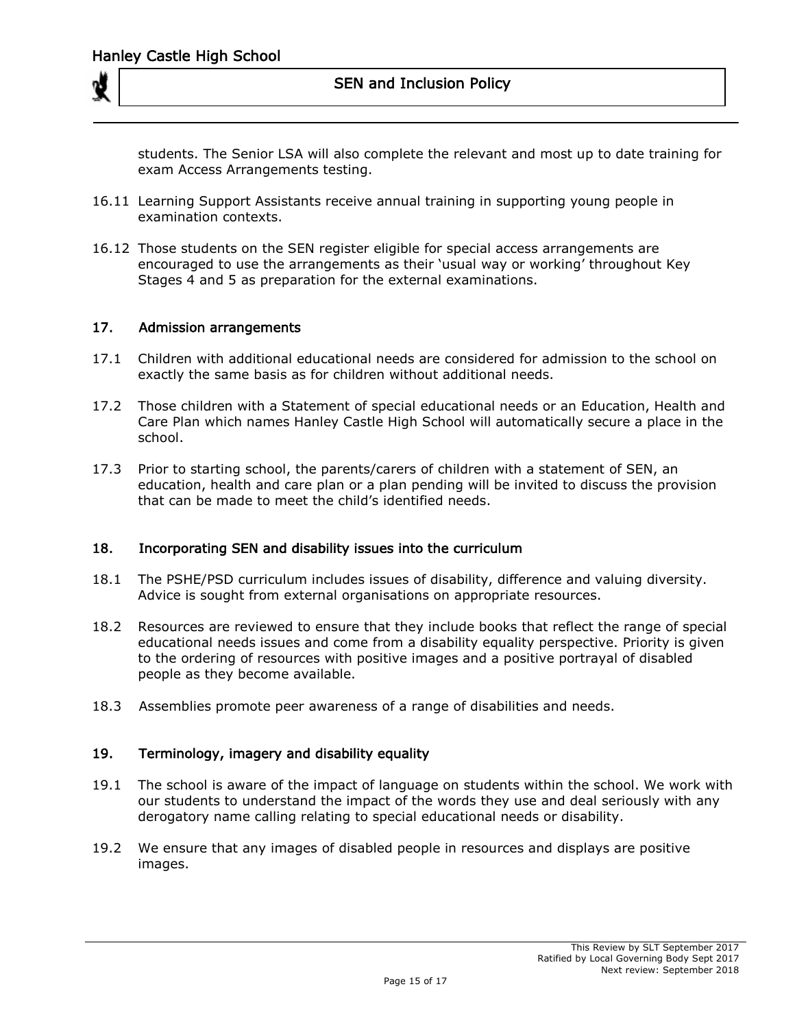students. The Senior LSA will also complete the relevant and most up to date training for exam Access Arrangements testing.

16.11 Learning Support Assistants receive annual training in supporting young people in examination contexts.

16.12 Those students on the SEN register eligible for special access arrangements are encouraged to use the arrangements as their 'usual way or working' throughout Key Stages 4 and 5 as preparation for the external examinations.

## 17. Admission arrangements

17.1 Children with additional educational needs are considered for admission to the school on exactly the same basis as for children without additional needs.

17.2 Those children with a Statement of special educational needs or an Education, Health and Care Plan which names Hanley Castle High School will automatically secure a place in the school.

17.3 Prior to starting school, the parents/carers of children with a statement of SEN, an education, health and care plan or a plan pending will be invited to discuss the provision that can be made to meet the child's identified needs.

## 18. Incorporating SEN and disability issues into the curriculum

18.1 The PSHE/PSD curriculum includes issues of disability, difference and valuing diversity. Advice is sought from external organisations on appropriate resources.

18.2 Resources are reviewed to ensure that they include books that reflect the range of special educational needs issues and come from a disability equality perspective. Priority is given to the ordering of resources with positive images and a positive portrayal of disabled people as they become available.

18.3 Assemblies promote peer awareness of a range of disabilities and needs.

## 19. Terminology, imagery and disability equality

19.1 The school is aware of the impact of language on students within the school. We work with our students to understand the impact of the words they use and deal seriously with any derogatory name calling relating to special educational needs or disability.

19.2 We ensure that any images of disabled people in resources and displays are positive images.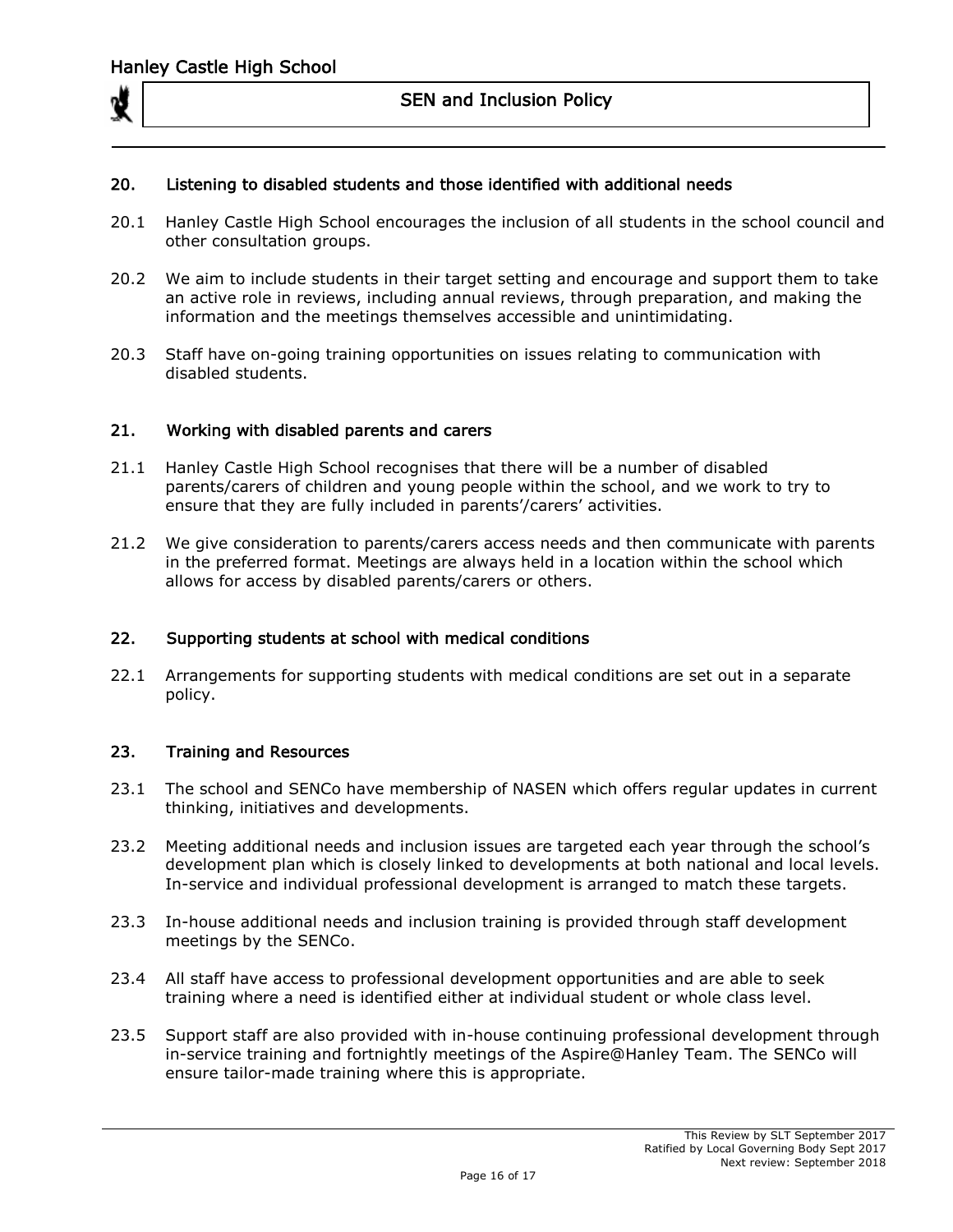## 20. Listening to disabled students and those identified with additional needs

20.1 Hanley Castle High School encourages the inclusion of all students in the school council and other consultation groups.

20.2 We aim to include students in their target setting and encourage and support them to take an active role in reviews, including annual reviews, through preparation, and making the information and the meetings themselves accessible and unintimidating.

20.3 Staff have on-going training opportunities on issues relating to communication with disabled students.

## 21. Working with disabled parents and carers

21.1 Hanley Castle High School recognises that there will be a number of disabled parents/carers of children and young people within the school, and we work to try to ensure that they are fully included in parents'/carers' activities.

21.2 We give consideration to parents/carers access needs and then communicate with parents in the preferred format. Meetings are always held in a location within the school which allows for access by disabled parents/carers or others.

## 22. Supporting students at school with medical conditions

22.1 Arrangements for supporting students with medical conditions are set out in a separate policy.

## 23. Training and Resources

23.1 The school and SENCo have membership of NASEN which offers regular updates in current thinking, initiatives and developments.

23.2 Meeting additional needs and inclusion issues are targeted each year through the school's development plan which is closely linked to developments at both national and local levels. In-service and individual professional development is arranged to match these targets.

23.3 In-house additional needs and inclusion training is provided through staff development meetings by the SENCo.

23.4 All staff have access to professional development opportunities and are able to seek training where a need is identified either at individual student or whole class level.

23.5 Support staff are also provided with in-house continuing professional development through in-service training and fortnightly meetings of the Aspire@Hanley Team. The SENCo will ensure tailor-made training where this is appropriate.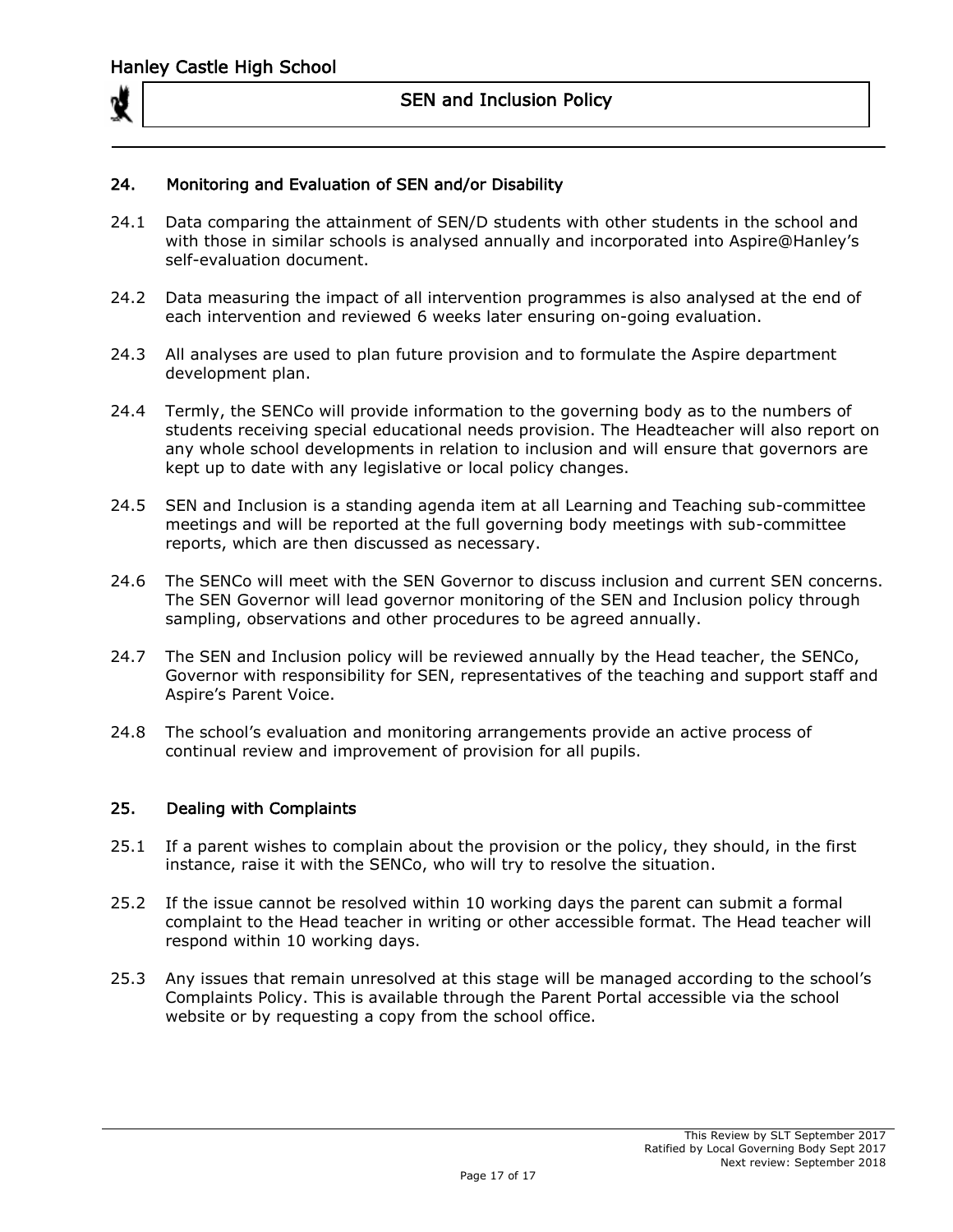## 24. Monitoring and Evaluation of SEN and/or Disability

24.1 Data comparing the attainment of SEN/D students with other students in the school and with those in similar schools is analysed annually and incorporated into Aspire@Hanley's self-evaluation document.

24.2 Data measuring the impact of all intervention programmes is also analysed at the end of each intervention and reviewed 6 weeks later ensuring on-going evaluation.

24.3 All analyses are used to plan future provision and to formulate the Aspire department development plan.

24.4 Termly, the SENCo will provide information to the governing body as to the numbers of students receiving special educational needs provision. The Headteacher will also report on any whole school developments in relation to inclusion and will ensure that governors are kept up to date with any legislative or local policy changes.

24.5 SEN and Inclusion is a standing agenda item at all Learning and Teaching sub-committee meetings and will be reported at the full governing body meetings with sub-committee reports, which are then discussed as necessary.

24.6 The SENCo will meet with the SEN Governor to discuss inclusion and current SEN concerns. The SEN Governor will lead governor monitoring of the SEN and Inclusion policy through sampling, observations and other procedures to be agreed annually.

24.7 The SEN and Inclusion policy will be reviewed annually by the Head teacher, the SENCo, Governor with responsibility for SEN, representatives of the teaching and support staff and Aspire's Parent Voice.

24.8 The school's evaluation and monitoring arrangements provide an active process of continual review and improvement of provision for all pupils.

## 25. Dealing with Complaints

25.1 If a parent wishes to complain about the provision or the policy, they should, in the first instance, raise it with the SENCo, who will try to resolve the situation.

25.2 If the issue cannot be resolved within 10 working days the parent can submit a formal complaint to the Head teacher in writing or other accessible format. The Head teacher will respond within 10 working days.

25.3 Any issues that remain unresolved at this stage will be managed according to the school's Complaints Policy. This is available through the Parent Portal accessible via the school website or by requesting a copy from the school office.

This Review by SLT September 2017
Ratified by Local Governing Body Sept 2017
Next review: September 2018